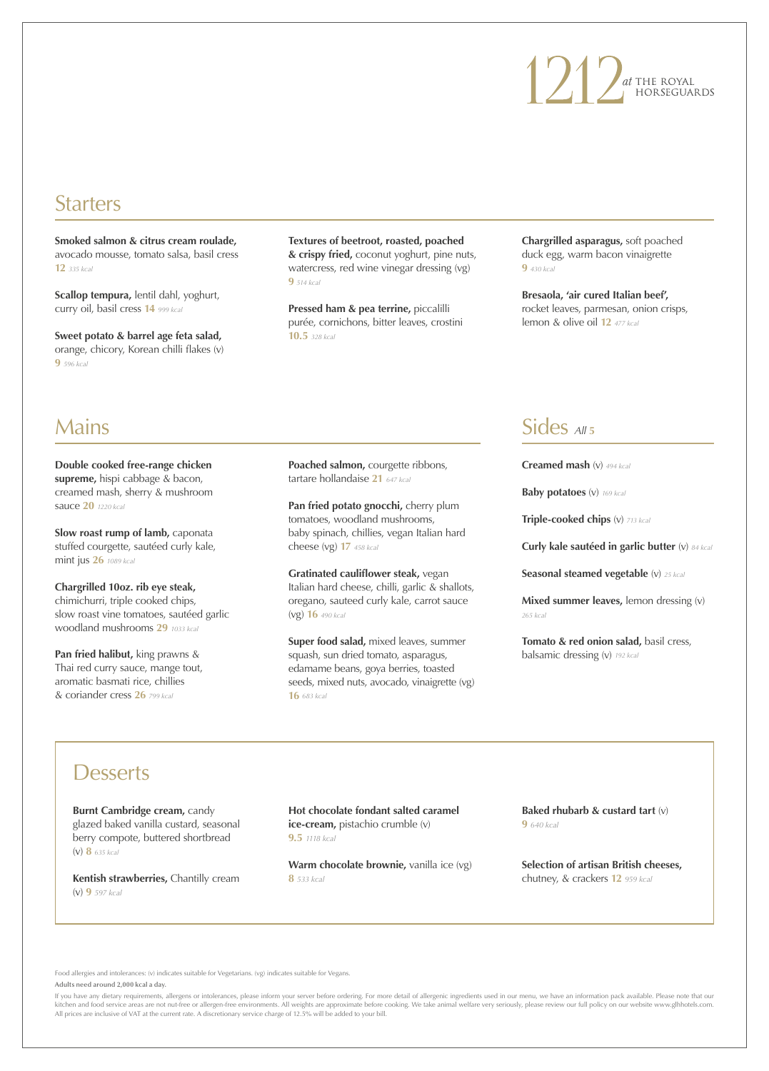# 1212 *at* THE ROYAL HORSEGUARDS

## Starters

**Smoked salmon & citrus cream roulade,** avocado mousse, tomato salsa, basil cress **12** *335 kcal*

**Scallop tempura,** lentil dahl, yoghurt, curry oil, basil cress **14** *999 kcal*

**Sweet potato & barrel age feta salad,** orange, chicory, Korean chilli flakes (v) **9** *596 kcal*

**Textures of beetroot, roasted, poached & crispy fried,** coconut yoghurt, pine nuts, watercress, red wine vinegar dressing (vg) **9** *514 kcal*

**Pressed ham & pea terrine,** piccalilli purée, cornichons, bitter leaves, crostini **10.5** *328 kcal*

**Chargrilled asparagus,** soft poached duck egg, warm bacon vinaigrette **9** *430 kcal*

**Bresaola, 'air cured Italian beef',** rocket leaves, parmesan, onion crisps, lemon & olive oil **12** *477 kcal*

## Mains

**Double cooked free-range chicken supreme,** hispi cabbage & bacon, creamed mash, sherry & mushroom sauce **20** *1220 kcal*

**Slow roast rump of lamb,** caponata stuffed courgette, sautéed curly kale, mint jus **26** *1089 kcal*

**Chargrilled 10oz. rib eye steak,** chimichurri, triple cooked chips, slow roast vine tomatoes, sautéed garlic woodland mushrooms **29** *1033 kcal*

**Pan fried halibut,** king prawns & Thai red curry sauce, mange tout, aromatic basmati rice, chillies & coriander cress **26** *799 kcal*

**Poached salmon,** courgette ribbons, tartare hollandaise **21** *647 kcal*

**Pan fried potato gnocchi,** cherry plum tomatoes, woodland mushrooms, baby spinach, chillies, vegan Italian hard cheese (vg) **17** *458 kcal*

**Gratinated cauliflower steak,** vegan Italian hard cheese, chilli, garlic & shallots, oregano, sauteed curly kale, carrot sauce (vg) **16** *490 kcal*

**Super food salad,** mixed leaves, summer squash, sun dried tomato, asparagus, edamame beans, goya berries, toasted seeds, mixed nuts, avocado, vinaigrette (vg) **16** *683 kcal*

## Sides *All* **5**

**Creamed mash** (v) *494 kcal*

**Baby potatoes** (v) *169 kcal*

**Triple-cooked chips** (v) *713 kcal*

**Curly kale sautéed in garlic butter** (v) *84 kcal*

**Seasonal steamed vegetable** (v) *25 kcal*

**Mixed summer leaves,** lemon dressing (v) *265 kcal*

**Tomato & red onion salad,** basil cress, balsamic dressing (v) *192 kcal*

## Desserts

**Burnt Cambridge cream,** candy glazed baked vanilla custard, seasonal berry compote, buttered shortbread (v) **8** *635 kcal*

**Kentish strawberries,** Chantilly cream (v) **9** *597 kcal*

**Hot chocolate fondant salted caramel ice-cream,** pistachio crumble (v) **9.5** *1118 kcal*

**Warm chocolate brownie,** vanilla ice (vg) **8** *533 kcal*

**Baked rhubarb & custard tart** (v) **9** *640 kcal*

**Selection of artisan British cheeses,** chutney, & crackers **12** *959 kcal*

Food allergies and intolerances: (v) indicates suitable for Vegetarians. (vg) indicates suitable for Vegans.

**Adults need around 2,000 kcal a day.**

If you have any dietary requirements, allergens or intolerances, please inform your server before ordering. For more detail of allergenic ingredients used in our menu, we have an information pack available. Please note that our kitchen and food service areas are not nut-free or allergen-free environments. All weights are approximate before cooking. We take animal welfare very seriously, please review our full policy on our website www.glhhotels.com. All prices are inclusive of VAT at the current rate. A discretionary service charge of 12.5% will be added to your bill.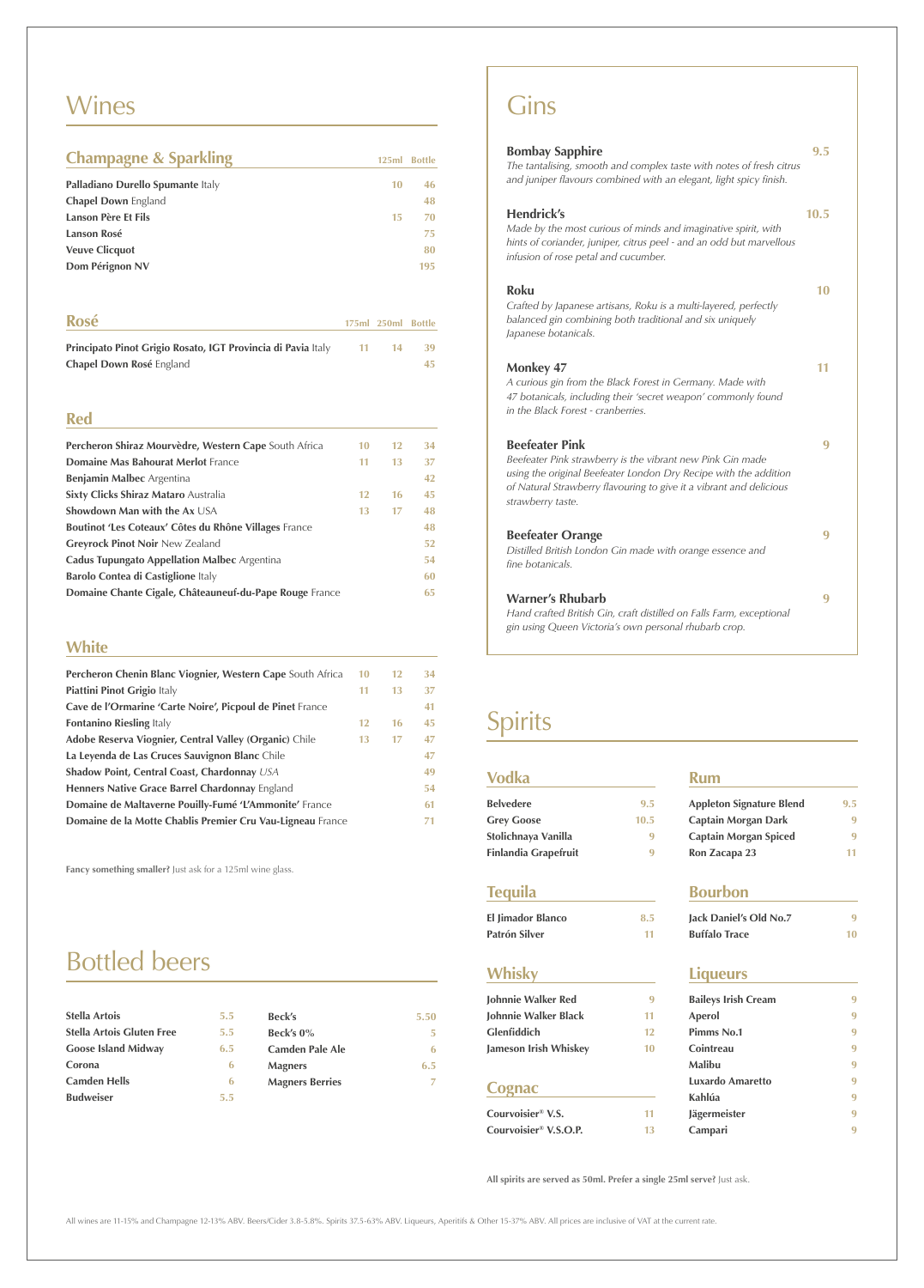# Wines

## Champagne & Sparkling

| | 125ml | Bottle |
|---|---|---|
| **Palladiano Durello Spumante** Italy | 10 | 46 |
| **Chapel Down** England | | 48 |
| **Lanson Père Et Fils** | 15 | 70 |
| **Lanson Rosé** | | 75 |
| **Veuve Clicquot** | | 80 |
| **Dom Pérignon NV** | | 195 |

## Rosé

| | 175ml | 250ml | Bottle |
|---|---|---|---|
| **Principato Pinot Grigio Rosato, IGT Provincia di Pavia** Italy | 11 | 14 | 39 |
| **Chapel Down Rosé** England | | | 45 |

## Red

| | | | |
|---|---|---|---|
| **Percheron Shiraz Mourvèdre, Western Cape** South Africa | 10 | 12 | 34 |
| **Domaine Mas Bahourat Merlot** France | 11 | 13 | 37 |
| **Benjamin Malbec** Argentina | | | 42 |
| **Sixty Clicks Shiraz Mataro** Australia | 12 | 16 | 45 |
| **Showdown Man with the Ax** USA | 13 | 17 | 48 |
| **Boutinot 'Les Coteaux' Côtes du Rhône Villages** France | | | 48 |
| **Greyrock Pinot Noir** New Zealand | | | 52 |
| **Cadus Tupungato Appellation Malbec** Argentina | | | 54 |
| **Barolo Contea di Castiglione** Italy | | | 60 |
| **Domaine Chante Cigale, Châteauneuf-du-Pape Rouge** France | | | 65 |

## White

| | | | |
|---|---|---|---|
| **Percheron Chenin Blanc Viognier, Western Cape** South Africa | 10 | 12 | 34 |
| **Piattini Pinot Grigio** Italy | 11 | 13 | 37 |
| **Cave de l'Ormarine 'Carte Noire', Picpoul de Pinet** France | | | 41 |
| **Fontanino Riesling** Italy | 12 | 16 | 45 |
| **Adobe Reserva Viognier, Central Valley (Organic)** Chile | 13 | 17 | 47 |
| **La Leyenda de Las Cruces Sauvignon Blanc** Chile | | | 47 |
| **Shadow Point, Central Coast, Chardonnay** *USA* | | | 49 |
| **Henners Native Grace Barrel Chardonnay** England | | | 54 |
| **Domaine de Maltaverne Pouilly-Fumé 'L'Ammonite'** France | | | 61 |
| **Domaine de la Motte Chablis Premier Cru Vau-Ligneau** France | | | 71 |

**Fancy something smaller?** Just ask for a 125ml wine glass.

# Bottled beers

| | | | |
|---|---|---|---|
| **Stella Artois** | 5.5 | **Beck's** | 5.50 |
| **Stella Artois Gluten Free** | 5.5 | **Beck's 0%** | 5 |
| **Goose Island Midway** | 6.5 | **Camden Pale Ale** | 6 |
| **Corona** | 6 | **Magners** | 6.5 |
| **Camden Hells** | 6 | **Magners Berries** | 7 |
| **Budweiser** | 5.5 | | |

# Gins

**Bombay Sapphire** 9.5
*The tantalising, smooth and complex taste with notes of fresh citrus and juniper flavours combined with an elegant, light spicy finish.*

**Hendrick's** 10.5
*Made by the most curious of minds and imaginative spirit, with hints of coriander, juniper, citrus peel - and an odd but marvellous infusion of rose petal and cucumber.*

**Roku** 10
*Crafted by Japanese artisans, Roku is a multi-layered, perfectly balanced gin combining both traditional and six uniquely Japanese botanicals.*

**Monkey 47** 11
*A curious gin from the Black Forest in Germany. Made with 47 botanicals, including their 'secret weapon' commonly found in the Black Forest - cranberries.*

**Beefeater Pink** 9
*Beefeater Pink strawberry is the vibrant new Pink Gin made using the original Beefeater London Dry Recipe with the addition of Natural Strawberry flavouring to give it a vibrant and delicious strawberry taste.*

**Beefeater Orange** 9
*Distilled British London Gin made with orange essence and fine botanicals.*

**Warner's Rhubarb** 9
*Hand crafted British Gin, craft distilled on Falls Farm, exceptional gin using Queen Victoria's own personal rhubarb crop.*

# Spirits

## Vodka

| | |
|---|---|
| **Belvedere** | 9.5 |
| **Grey Goose** | 10.5 |
| **Stolichnaya Vanilla** | 9 |
| **Finlandia Grapefruit** | 9 |

## Tequila

| | |
|---|---|
| **El Jimador Blanco** | 8.5 |
| **Patrón Silver** | 11 |

## Whisky

| | |
|---|---|
| **Johnnie Walker Red** | 9 |
| **Johnnie Walker Black** | 11 |
| **Glenfiddich** | 12 |
| **Jameson Irish Whiskey** | 10 |

## Cognac

| | |
|---|---|
| **Courvoisier® V.S.** | 11 |
| **Courvoisier® V.S.O.P.** | 13 |

## Rum

| | |
|---|---|
| **Appleton Signature Blend** | 9.5 |
| **Captain Morgan Dark** | 9 |
| **Captain Morgan Spiced** | 9 |
| **Ron Zacapa 23** | 11 |

## Bourbon

| | |
|---|---|
| **Jack Daniel's Old No.7** | 9 |
| **Buffalo Trace** | 10 |

## Liqueurs

| | |
|---|---|
| **Baileys Irish Cream** | 9 |
| **Aperol** | 9 |
| **Pimms No.1** | 9 |
| **Cointreau** | 9 |
| **Malibu** | 9 |
| **Luxardo Amaretto** | 9 |
| **Kahlúa** | 9 |
| **Jägermeister** | 9 |
| **Campari** | 9 |

**All spirits are served as 50ml. Prefer a single 25ml serve?** Just ask.

All wines are 11-15% and Champagne 12-13% ABV. Beers/Cider 3.8-5.8%. Spirits 37.5-63% ABV. Liqueurs, Aperitifs & Other 15-37% ABV. All prices are inclusive of VAT at the current rate.